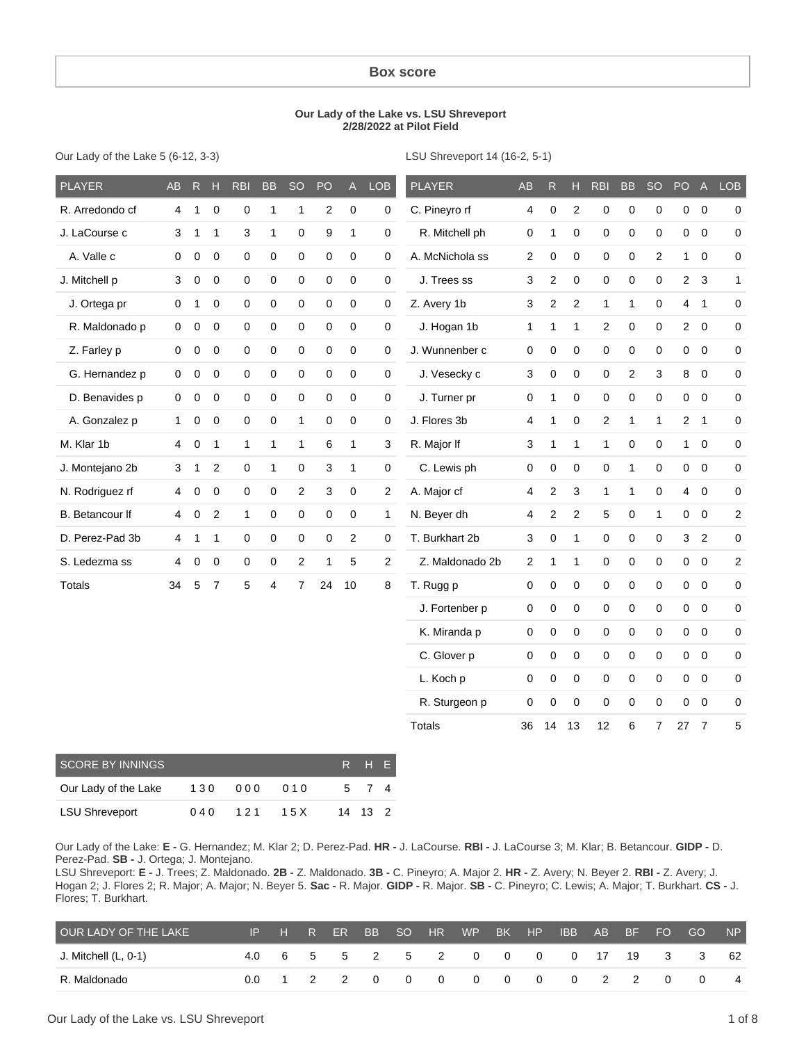## Box score

**Our Lady of the Lake vs. LSU Shreveport**
**2/28/2022 at Pilot Field**

Our Lady of the Lake 5 (6-12, 3-3)

| PLAYER | AB | R | H | RBI | BB | SO | PO | A | LOB |
|---|---|---|---|---|---|---|---|---|---|
| R. Arredondo cf | 4 | 1 | 0 | 0 | 1 | 1 | 2 | 0 | 0 |
| J. LaCourse c | 3 | 1 | 1 | 3 | 1 | 0 | 9 | 1 | 0 |
| A. Valle c | 0 | 0 | 0 | 0 | 0 | 0 | 0 | 0 | 0 |
| J. Mitchell p | 3 | 0 | 0 | 0 | 0 | 0 | 0 | 0 | 0 |
| J. Ortega pr | 0 | 1 | 0 | 0 | 0 | 0 | 0 | 0 | 0 |
| R. Maldonado p | 0 | 0 | 0 | 0 | 0 | 0 | 0 | 0 | 0 |
| Z. Farley p | 0 | 0 | 0 | 0 | 0 | 0 | 0 | 0 | 0 |
| G. Hernandez p | 0 | 0 | 0 | 0 | 0 | 0 | 0 | 0 | 0 |
| D. Benavides p | 0 | 0 | 0 | 0 | 0 | 0 | 0 | 0 | 0 |
| A. Gonzalez p | 1 | 0 | 0 | 0 | 0 | 1 | 0 | 0 | 0 |
| M. Klar 1b | 4 | 0 | 1 | 1 | 1 | 1 | 6 | 1 | 3 |
| J. Montejano 2b | 3 | 1 | 2 | 0 | 1 | 0 | 3 | 1 | 0 |
| N. Rodriguez rf | 4 | 0 | 0 | 0 | 0 | 2 | 3 | 0 | 2 |
| B. Betancour lf | 4 | 0 | 2 | 1 | 0 | 0 | 0 | 0 | 1 |
| D. Perez-Pad 3b | 4 | 1 | 1 | 0 | 0 | 0 | 0 | 2 | 0 |
| S. Ledezma ss | 4 | 0 | 0 | 0 | 0 | 2 | 1 | 5 | 2 |
| Totals | 34 | 5 | 7 | 5 | 4 | 7 | 24 | 10 | 8 |

LSU Shreveport 14 (16-2, 5-1)

| PLAYER | AB | R | H | RBI | BB | SO | PO | A | LOB |
|---|---|---|---|---|---|---|---|---|---|
| C. Pineyro rf | 4 | 0 | 2 | 0 | 0 | 0 | 0 | 0 | 0 |
| R. Mitchell ph | 0 | 1 | 0 | 0 | 0 | 0 | 0 | 0 | 0 |
| A. McNichola ss | 2 | 0 | 0 | 0 | 0 | 2 | 1 | 0 | 0 |
| J. Trees ss | 3 | 2 | 0 | 0 | 0 | 0 | 2 | 3 | 1 |
| Z. Avery 1b | 3 | 2 | 2 | 1 | 1 | 0 | 4 | 1 | 0 |
| J. Hogan 1b | 1 | 1 | 1 | 2 | 0 | 0 | 2 | 0 | 0 |
| J. Wunnenber c | 0 | 0 | 0 | 0 | 0 | 0 | 0 | 0 | 0 |
| J. Vesecky c | 3 | 0 | 0 | 0 | 2 | 3 | 8 | 0 | 0 |
| J. Turner pr | 0 | 1 | 0 | 0 | 0 | 0 | 0 | 0 | 0 |
| J. Flores 3b | 4 | 1 | 0 | 2 | 1 | 1 | 2 | 1 | 0 |
| R. Major lf | 3 | 1 | 1 | 1 | 0 | 0 | 1 | 0 | 0 |
| C. Lewis ph | 0 | 0 | 0 | 0 | 1 | 0 | 0 | 0 | 0 |
| A. Major cf | 4 | 2 | 3 | 1 | 1 | 0 | 4 | 0 | 0 |
| N. Beyer dh | 4 | 2 | 2 | 5 | 0 | 1 | 0 | 0 | 2 |
| T. Burkhart 2b | 3 | 0 | 1 | 0 | 0 | 0 | 3 | 2 | 0 |
| Z. Maldonado 2b | 2 | 1 | 1 | 0 | 0 | 0 | 0 | 0 | 2 |
| T. Rugg p | 0 | 0 | 0 | 0 | 0 | 0 | 0 | 0 | 0 |
| J. Fortenber p | 0 | 0 | 0 | 0 | 0 | 0 | 0 | 0 | 0 |
| K. Miranda p | 0 | 0 | 0 | 0 | 0 | 0 | 0 | 0 | 0 |
| C. Glover p | 0 | 0 | 0 | 0 | 0 | 0 | 0 | 0 | 0 |
| L. Koch p | 0 | 0 | 0 | 0 | 0 | 0 | 0 | 0 | 0 |
| R. Sturgeon p | 0 | 0 | 0 | 0 | 0 | 0 | 0 | 0 | 0 |
| Totals | 36 | 14 | 13 | 12 | 6 | 7 | 27 | 7 | 5 |

| SCORE BY INNINGS | | | | R | H | E |
|---|---|---|---|---|---|---|
| Our Lady of the Lake | 1 3 0 | 0 0 0 | 0 1 0 | 5 | 7 | 4 |
| LSU Shreveport | 0 4 0 | 1 2 1 | 1 5 X | 14 | 13 | 2 |

Our Lady of the Lake: **E -** G. Hernandez; M. Klar 2; D. Perez-Pad. **HR -** J. LaCourse. **RBI -** J. LaCourse 3; M. Klar; B. Betancour. **GIDP -** D. Perez-Pad. **SB -** J. Ortega; J. Montejano.
LSU Shreveport: **E -** J. Trees; Z. Maldonado. **2B -** Z. Maldonado. **3B -** C. Pineyro; A. Major 2. **HR -** Z. Avery; N. Beyer 2. **RBI -** Z. Avery; J. Hogan 2; J. Flores 2; R. Major; A. Major; N. Beyer 5. **Sac -** R. Major. **GIDP -** R. Major. **SB -** C. Pineyro; C. Lewis; A. Major; T. Burkhart. **CS -** J. Flores; T. Burkhart.

| OUR LADY OF THE LAKE | IP | H | R | ER | BB | SO | HR | WP | BK | HP | IBB | AB | BF | FO | GO | NP |
|---|---|---|---|---|---|---|---|---|---|---|---|---|---|---|---|---|
| J. Mitchell (L, 0-1) | 4.0 | 6 | 5 | 5 | 2 | 5 | 2 | 0 | 0 | 0 | 0 | 17 | 19 | 3 | 3 | 62 |
| R. Maldonado | 0.0 | 1 | 2 | 2 | 0 | 0 | 0 | 0 | 0 | 0 | 0 | 2 | 2 | 0 | 0 | 4 |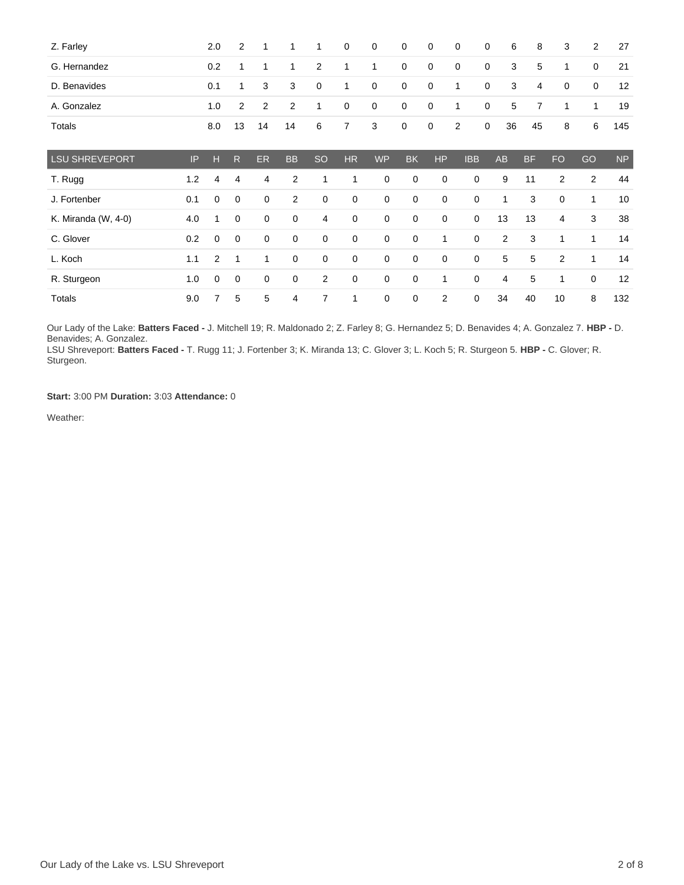| | IP | H | R | ER | BB | SO | HR | WP | BK | HP | IBB | AB | BF | FO | GO | NP |
|---|---|---|---|---|---|---|---|---|---|---|---|---|---|---|---|---|
| Z. Farley | 2.0 | 2 | 1 | 1 | 1 | 0 | 0 | 0 | 0 | 0 | 0 | 6 | 8 | 3 | 2 | 27 |
| G. Hernandez | 0.2 | 1 | 1 | 1 | 2 | 1 | 1 | 0 | 0 | 0 | 0 | 3 | 5 | 1 | 0 | 21 |
| D. Benavides | 0.1 | 1 | 3 | 3 | 0 | 1 | 0 | 0 | 0 | 1 | 0 | 3 | 4 | 0 | 0 | 12 |
| A. Gonzalez | 1.0 | 2 | 2 | 2 | 1 | 0 | 0 | 0 | 0 | 1 | 0 | 5 | 7 | 1 | 1 | 19 |
| Totals | 8.0 | 13 | 14 | 14 | 6 | 7 | 3 | 0 | 0 | 2 | 0 | 36 | 45 | 8 | 6 | 145 |

| LSU SHREVEPORT | IP | H | R | ER | BB | SO | HR | WP | BK | HP | IBB | AB | BF | FO | GO | NP |
|---|---|---|---|---|---|---|---|---|---|---|---|---|---|---|---|---|
| T. Rugg | 1.2 | 4 | 4 | 4 | 2 | 1 | 1 | 0 | 0 | 0 | 0 | 9 | 11 | 2 | 2 | 44 |
| J. Fortenber | 0.1 | 0 | 0 | 0 | 2 | 0 | 0 | 0 | 0 | 0 | 0 | 1 | 3 | 0 | 1 | 10 |
| K. Miranda (W, 4-0) | 4.0 | 1 | 0 | 0 | 0 | 4 | 0 | 0 | 0 | 0 | 0 | 13 | 13 | 4 | 3 | 38 |
| C. Glover | 0.2 | 0 | 0 | 0 | 0 | 0 | 0 | 0 | 0 | 1 | 0 | 2 | 3 | 1 | 1 | 14 |
| L. Koch | 1.1 | 2 | 1 | 1 | 0 | 0 | 0 | 0 | 0 | 0 | 0 | 5 | 5 | 2 | 1 | 14 |
| R. Sturgeon | 1.0 | 0 | 0 | 0 | 0 | 2 | 0 | 0 | 0 | 1 | 0 | 4 | 5 | 1 | 0 | 12 |
| Totals | 9.0 | 7 | 5 | 5 | 4 | 7 | 1 | 0 | 0 | 2 | 0 | 34 | 40 | 10 | 8 | 132 |

Our Lady of the Lake: **Batters Faced -** J. Mitchell 19; R. Maldonado 2; Z. Farley 8; G. Hernandez 5; D. Benavides 4; A. Gonzalez 7. **HBP -** D. Benavides; A. Gonzalez.
LSU Shreveport: **Batters Faced -** T. Rugg 11; J. Fortenber 3; K. Miranda 13; C. Glover 3; L. Koch 5; R. Sturgeon 5. **HBP -** C. Glover; R. Sturgeon.

**Start:** 3:00 PM **Duration:** 3:03 **Attendance:** 0

Weather: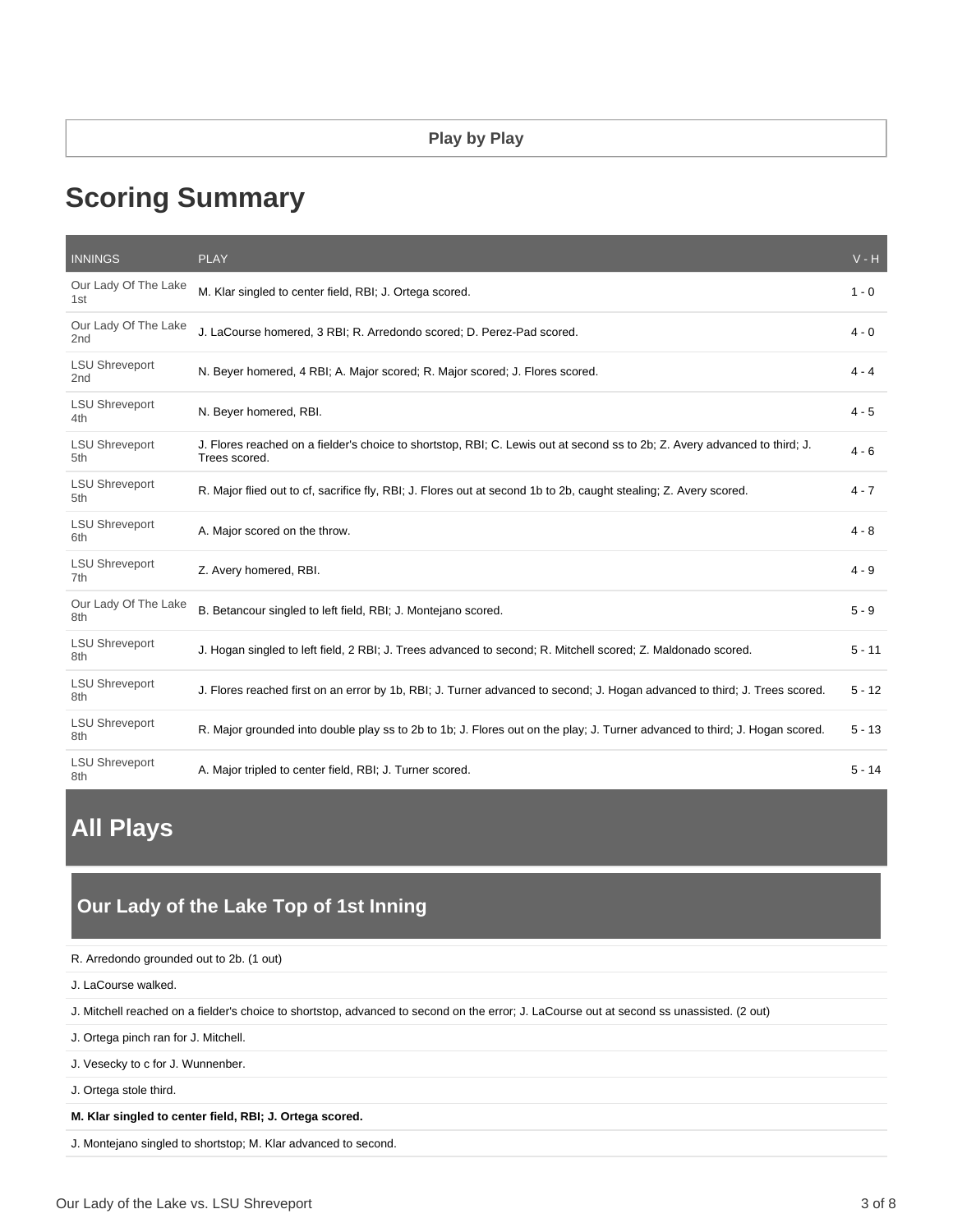**Play by Play**

# Scoring Summary

| INNINGS | PLAY | V - H |
| --- | --- | --- |
| Our Lady Of The Lake 1st | M. Klar singled to center field, RBI; J. Ortega scored. | 1 - 0 |
| Our Lady Of The Lake 2nd | J. LaCourse homered, 3 RBI; R. Arredondo scored; D. Perez-Pad scored. | 4 - 0 |
| LSU Shreveport 2nd | N. Beyer homered, 4 RBI; A. Major scored; R. Major scored; J. Flores scored. | 4 - 4 |
| LSU Shreveport 4th | N. Beyer homered, RBI. | 4 - 5 |
| LSU Shreveport 5th | J. Flores reached on a fielder's choice to shortstop, RBI; C. Lewis out at second ss to 2b; Z. Avery advanced to third; J. Trees scored. | 4 - 6 |
| LSU Shreveport 5th | R. Major flied out to cf, sacrifice fly, RBI; J. Flores out at second 1b to 2b, caught stealing; Z. Avery scored. | 4 - 7 |
| LSU Shreveport 6th | A. Major scored on the throw. | 4 - 8 |
| LSU Shreveport 7th | Z. Avery homered, RBI. | 4 - 9 |
| Our Lady Of The Lake 8th | B. Betancour singled to left field, RBI; J. Montejano scored. | 5 - 9 |
| LSU Shreveport 8th | J. Hogan singled to left field, 2 RBI; J. Trees advanced to second; R. Mitchell scored; Z. Maldonado scored. | 5 - 11 |
| LSU Shreveport 8th | J. Flores reached first on an error by 1b, RBI; J. Turner advanced to second; J. Hogan advanced to third; J. Trees scored. | 5 - 12 |
| LSU Shreveport 8th | R. Major grounded into double play ss to 2b to 1b; J. Flores out on the play; J. Turner advanced to third; J. Hogan scored. | 5 - 13 |
| LSU Shreveport 8th | A. Major tripled to center field, RBI; J. Turner scored. | 5 - 14 |

# All Plays

## Our Lady of the Lake Top of 1st Inning

R. Arredondo grounded out to 2b. (1 out)

J. LaCourse walked.

J. Mitchell reached on a fielder's choice to shortstop, advanced to second on the error; J. LaCourse out at second ss unassisted. (2 out)

J. Ortega pinch ran for J. Mitchell.

J. Vesecky to c for J. Wunnenber.

J. Ortega stole third.

**M. Klar singled to center field, RBI; J. Ortega scored.**

J. Montejano singled to shortstop; M. Klar advanced to second.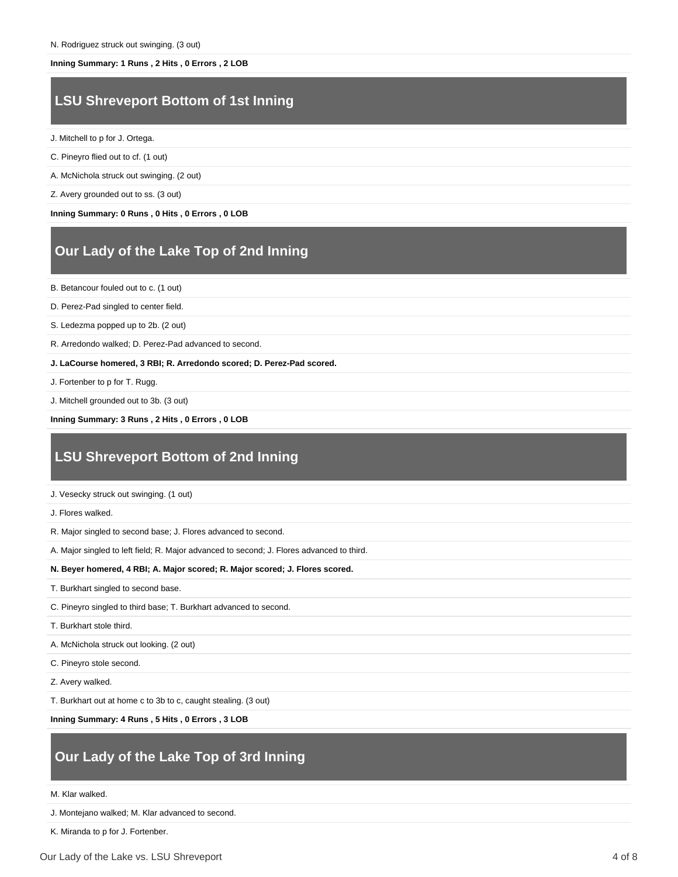N. Rodriguez struck out swinging. (3 out)

**Inning Summary: 1 Runs , 2 Hits , 0 Errors , 2 LOB**

## LSU Shreveport Bottom of 1st Inning

J. Mitchell to p for J. Ortega.

C. Pineyro flied out to cf. (1 out)

A. McNichola struck out swinging. (2 out)

Z. Avery grounded out to ss. (3 out)

**Inning Summary: 0 Runs , 0 Hits , 0 Errors , 0 LOB**

## Our Lady of the Lake Top of 2nd Inning

B. Betancour fouled out to c. (1 out)

D. Perez-Pad singled to center field.

S. Ledezma popped up to 2b. (2 out)

R. Arredondo walked; D. Perez-Pad advanced to second.

**J. LaCourse homered, 3 RBI; R. Arredondo scored; D. Perez-Pad scored.**

J. Fortenber to p for T. Rugg.

J. Mitchell grounded out to 3b. (3 out)

**Inning Summary: 3 Runs , 2 Hits , 0 Errors , 0 LOB**

## LSU Shreveport Bottom of 2nd Inning

J. Vesecky struck out swinging. (1 out)

J. Flores walked.

R. Major singled to second base; J. Flores advanced to second.

A. Major singled to left field; R. Major advanced to second; J. Flores advanced to third.

**N. Beyer homered, 4 RBI; A. Major scored; R. Major scored; J. Flores scored.**

T. Burkhart singled to second base.

C. Pineyro singled to third base; T. Burkhart advanced to second.

T. Burkhart stole third.

A. McNichola struck out looking. (2 out)

C. Pineyro stole second.

Z. Avery walked.

T. Burkhart out at home c to 3b to c, caught stealing. (3 out)

**Inning Summary: 4 Runs , 5 Hits , 0 Errors , 3 LOB**

## Our Lady of the Lake Top of 3rd Inning

M. Klar walked.

J. Montejano walked; M. Klar advanced to second.

K. Miranda to p for J. Fortenber.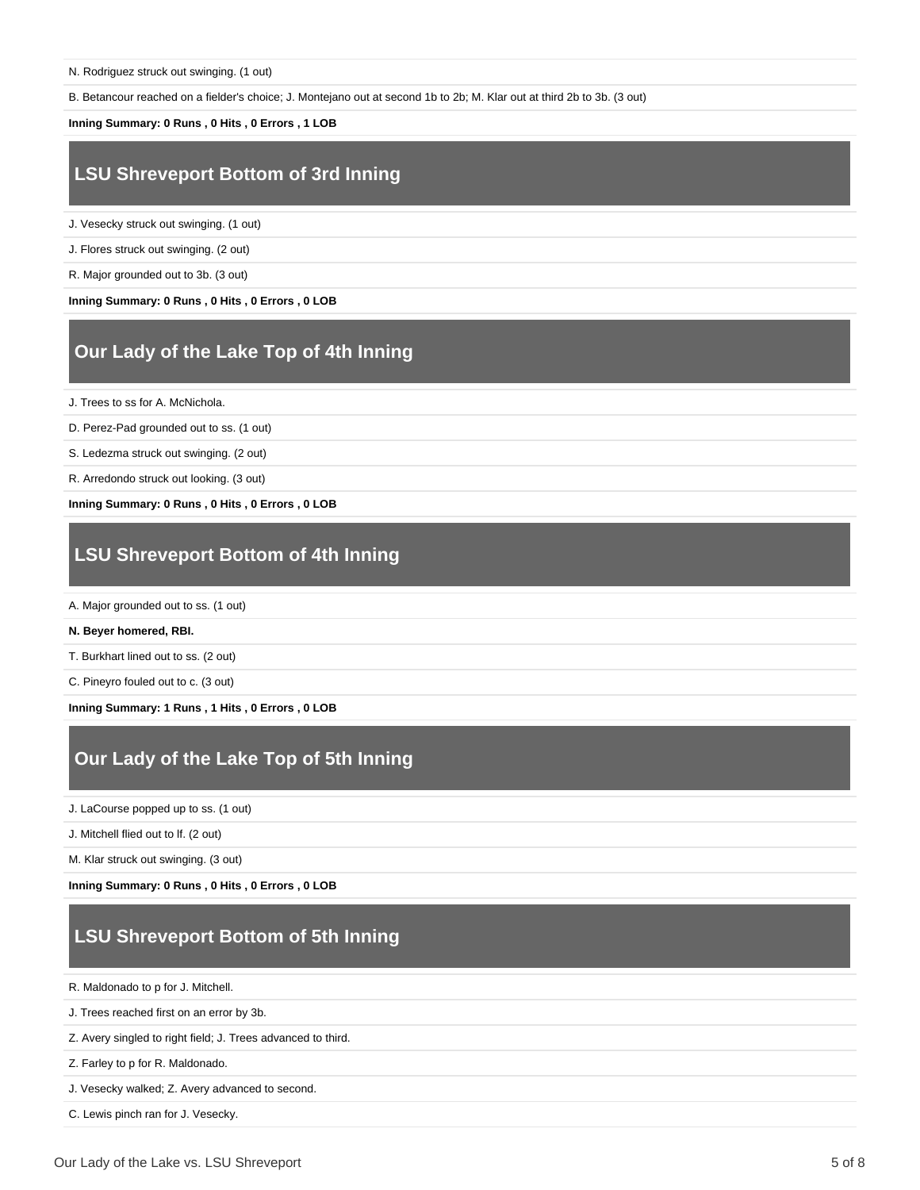N. Rodriguez struck out swinging. (1 out)

B. Betancour reached on a fielder's choice; J. Montejano out at second 1b to 2b; M. Klar out at third 2b to 3b. (3 out)

**Inning Summary: 0 Runs , 0 Hits , 0 Errors , 1 LOB**

## LSU Shreveport Bottom of 3rd Inning

J. Vesecky struck out swinging. (1 out)

J. Flores struck out swinging. (2 out)

R. Major grounded out to 3b. (3 out)

**Inning Summary: 0 Runs , 0 Hits , 0 Errors , 0 LOB**

## Our Lady of the Lake Top of 4th Inning

J. Trees to ss for A. McNichola.

D. Perez-Pad grounded out to ss. (1 out)

S. Ledezma struck out swinging. (2 out)

R. Arredondo struck out looking. (3 out)

**Inning Summary: 0 Runs , 0 Hits , 0 Errors , 0 LOB**

## LSU Shreveport Bottom of 4th Inning

A. Major grounded out to ss. (1 out)

**N. Beyer homered, RBI.**

T. Burkhart lined out to ss. (2 out)

C. Pineyro fouled out to c. (3 out)

**Inning Summary: 1 Runs , 1 Hits , 0 Errors , 0 LOB**

## Our Lady of the Lake Top of 5th Inning

J. LaCourse popped up to ss. (1 out)

J. Mitchell flied out to lf. (2 out)

M. Klar struck out swinging. (3 out)

**Inning Summary: 0 Runs , 0 Hits , 0 Errors , 0 LOB**

## LSU Shreveport Bottom of 5th Inning

R. Maldonado to p for J. Mitchell.

J. Trees reached first on an error by 3b.

Z. Avery singled to right field; J. Trees advanced to third.

Z. Farley to p for R. Maldonado.

J. Vesecky walked; Z. Avery advanced to second.

C. Lewis pinch ran for J. Vesecky.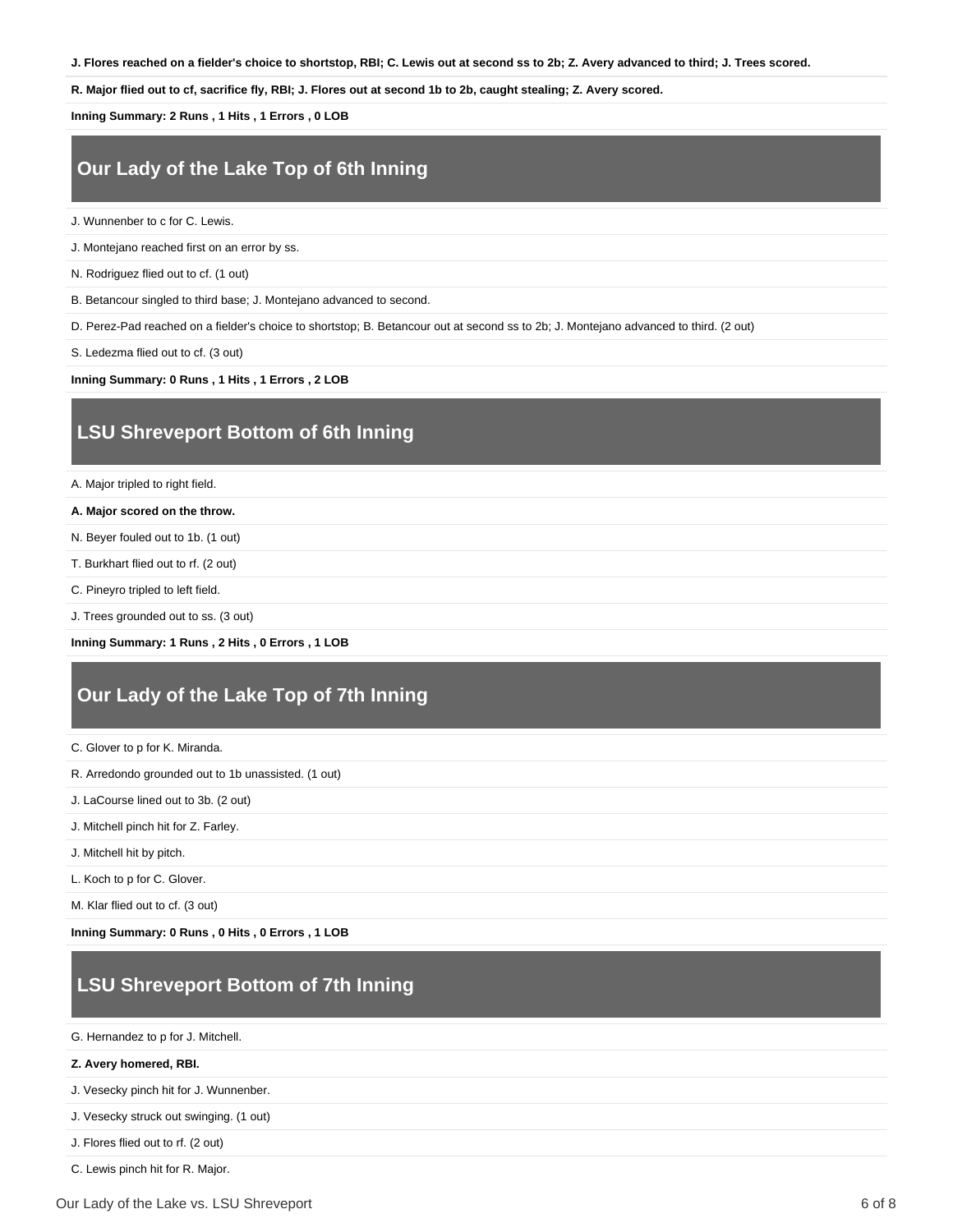**J. Flores reached on a fielder's choice to shortstop, RBI; C. Lewis out at second ss to 2b; Z. Avery advanced to third; J. Trees scored.**

**R. Major flied out to cf, sacrifice fly, RBI; J. Flores out at second 1b to 2b, caught stealing; Z. Avery scored.**

**Inning Summary: 2 Runs , 1 Hits , 1 Errors , 0 LOB**

## Our Lady of the Lake Top of 6th Inning

J. Wunnenber to c for C. Lewis.

J. Montejano reached first on an error by ss.

N. Rodriguez flied out to cf. (1 out)

B. Betancour singled to third base; J. Montejano advanced to second.

D. Perez-Pad reached on a fielder's choice to shortstop; B. Betancour out at second ss to 2b; J. Montejano advanced to third. (2 out)

S. Ledezma flied out to cf. (3 out)

**Inning Summary: 0 Runs , 1 Hits , 1 Errors , 2 LOB**

## LSU Shreveport Bottom of 6th Inning

A. Major tripled to right field.

**A. Major scored on the throw.**

N. Beyer fouled out to 1b. (1 out)

T. Burkhart flied out to rf. (2 out)

C. Pineyro tripled to left field.

J. Trees grounded out to ss. (3 out)

**Inning Summary: 1 Runs , 2 Hits , 0 Errors , 1 LOB**

## Our Lady of the Lake Top of 7th Inning

C. Glover to p for K. Miranda.

R. Arredondo grounded out to 1b unassisted. (1 out)

J. LaCourse lined out to 3b. (2 out)

J. Mitchell pinch hit for Z. Farley.

J. Mitchell hit by pitch.

L. Koch to p for C. Glover.

M. Klar flied out to cf. (3 out)

**Inning Summary: 0 Runs , 0 Hits , 0 Errors , 1 LOB**

## LSU Shreveport Bottom of 7th Inning

G. Hernandez to p for J. Mitchell.

**Z. Avery homered, RBI.**

J. Vesecky pinch hit for J. Wunnenber.

J. Vesecky struck out swinging. (1 out)

J. Flores flied out to rf. (2 out)

C. Lewis pinch hit for R. Major.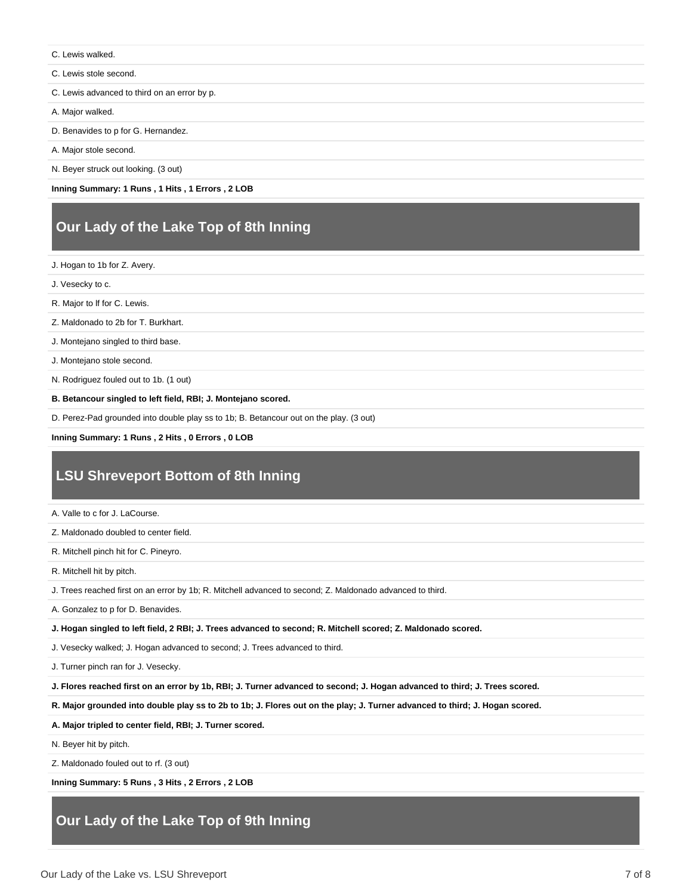C. Lewis walked.

C. Lewis stole second.

C. Lewis advanced to third on an error by p.

A. Major walked.

D. Benavides to p for G. Hernandez.

A. Major stole second.

N. Beyer struck out looking. (3 out)

**Inning Summary: 1 Runs , 1 Hits , 1 Errors , 2 LOB**

## Our Lady of the Lake Top of 8th Inning

J. Hogan to 1b for Z. Avery.

J. Vesecky to c.

R. Major to lf for C. Lewis.

Z. Maldonado to 2b for T. Burkhart.

J. Montejano singled to third base.

J. Montejano stole second.

N. Rodriguez fouled out to 1b. (1 out)

**B. Betancour singled to left field, RBI; J. Montejano scored.**

D. Perez-Pad grounded into double play ss to 1b; B. Betancour out on the play. (3 out)

**Inning Summary: 1 Runs , 2 Hits , 0 Errors , 0 LOB**

## LSU Shreveport Bottom of 8th Inning

A. Valle to c for J. LaCourse.

Z. Maldonado doubled to center field.

R. Mitchell pinch hit for C. Pineyro.

R. Mitchell hit by pitch.

J. Trees reached first on an error by 1b; R. Mitchell advanced to second; Z. Maldonado advanced to third.

A. Gonzalez to p for D. Benavides.

**J. Hogan singled to left field, 2 RBI; J. Trees advanced to second; R. Mitchell scored; Z. Maldonado scored.**

J. Vesecky walked; J. Hogan advanced to second; J. Trees advanced to third.

J. Turner pinch ran for J. Vesecky.

**J. Flores reached first on an error by 1b, RBI; J. Turner advanced to second; J. Hogan advanced to third; J. Trees scored.**

**R. Major grounded into double play ss to 2b to 1b; J. Flores out on the play; J. Turner advanced to third; J. Hogan scored.**

**A. Major tripled to center field, RBI; J. Turner scored.**

N. Beyer hit by pitch.

Z. Maldonado fouled out to rf. (3 out)

**Inning Summary: 5 Runs , 3 Hits , 2 Errors , 2 LOB**

## Our Lady of the Lake Top of 9th Inning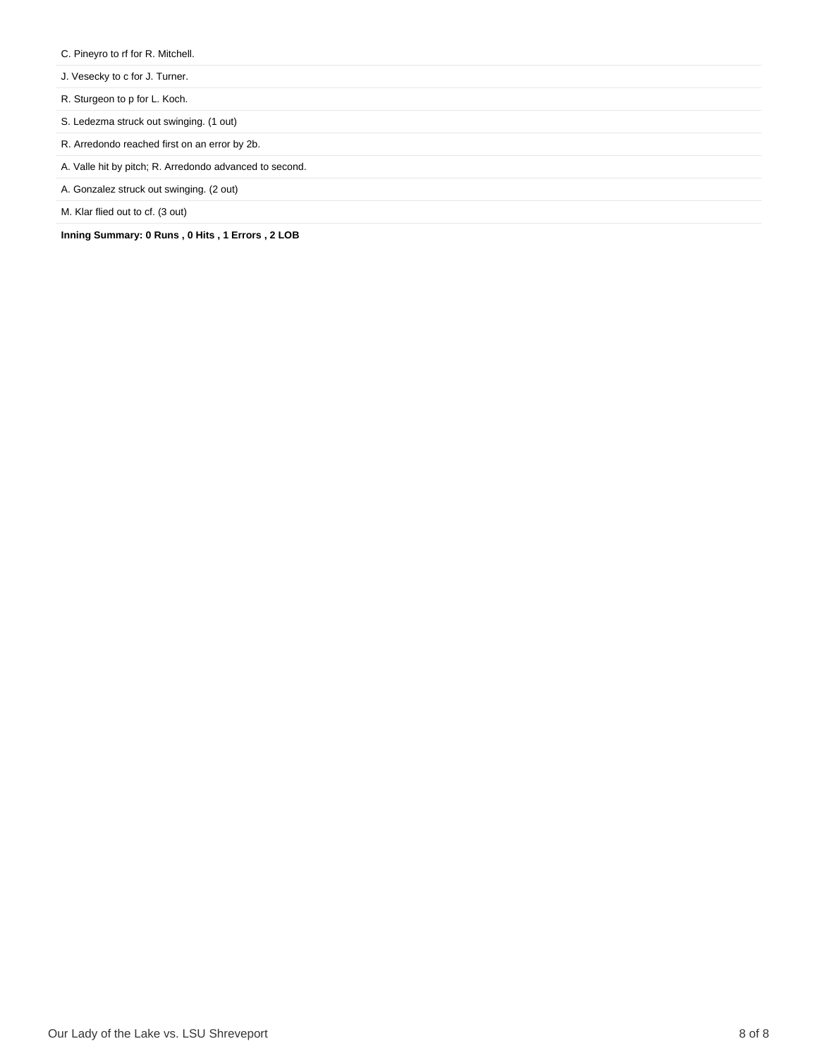C. Pineyro to rf for R. Mitchell.

J. Vesecky to c for J. Turner.

R. Sturgeon to p for L. Koch.

S. Ledezma struck out swinging. (1 out)

R. Arredondo reached first on an error by 2b.

A. Valle hit by pitch; R. Arredondo advanced to second.

A. Gonzalez struck out swinging. (2 out)

M. Klar flied out to cf. (3 out)

**Inning Summary: 0 Runs , 0 Hits , 1 Errors , 2 LOB**